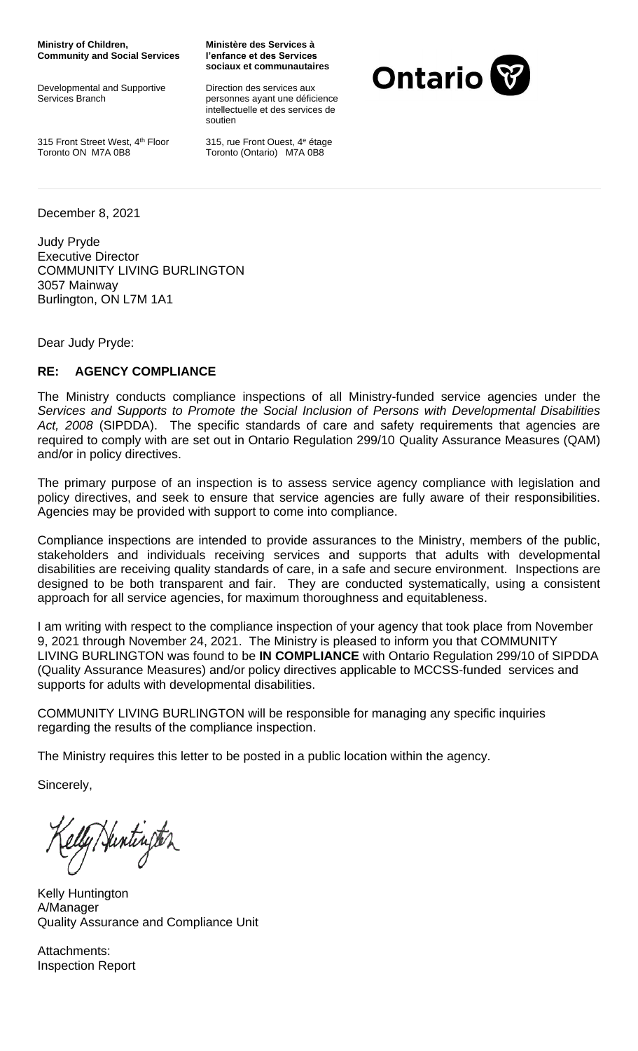**Ministry of Children, Community and Social Services**

Developmental and Supportive Services Branch

315 Front Street West, 4th Floor
Toronto ON M7A 0B8

**Ministère des Services à l'enfance et des Services sociaux et communautaires**

Direction des services aux personnes ayant une déficience intellectuelle et des services de soutien

315, rue Front Ouest, 4e étage
Toronto (Ontario) M7A 0B8

Ontario

December 8, 2021

Judy Pryde
Executive Director
COMMUNITY LIVING BURLINGTON
3057 Mainway
Burlington, ON L7M 1A1

Dear Judy Pryde:

**RE: AGENCY COMPLIANCE**

The Ministry conducts compliance inspections of all Ministry-funded service agencies under the *Services and Supports to Promote the Social Inclusion of Persons with Developmental Disabilities Act, 2008* (SIPDDA). The specific standards of care and safety requirements that agencies are required to comply with are set out in Ontario Regulation 299/10 Quality Assurance Measures (QAM) and/or in policy directives.

The primary purpose of an inspection is to assess service agency compliance with legislation and policy directives, and seek to ensure that service agencies are fully aware of their responsibilities. Agencies may be provided with support to come into compliance.

Compliance inspections are intended to provide assurances to the Ministry, members of the public, stakeholders and individuals receiving services and supports that adults with developmental disabilities are receiving quality standards of care, in a safe and secure environment. Inspections are designed to be both transparent and fair. They are conducted systematically, using a consistent approach for all service agencies, for maximum thoroughness and equitableness.

I am writing with respect to the compliance inspection of your agency that took place from November 9, 2021 through November 24, 2021. The Ministry is pleased to inform you that COMMUNITY LIVING BURLINGTON was found to be **IN COMPLIANCE** with Ontario Regulation 299/10 of SIPDDA (Quality Assurance Measures) and/or policy directives applicable to MCCSS-funded services and supports for adults with developmental disabilities.

COMMUNITY LIVING BURLINGTON will be responsible for managing any specific inquiries regarding the results of the compliance inspection.

The Ministry requires this letter to be posted in a public location within the agency.

Sincerely,

Kelly Huntington

Kelly Huntington
A/Manager
Quality Assurance and Compliance Unit

Attachments:
Inspection Report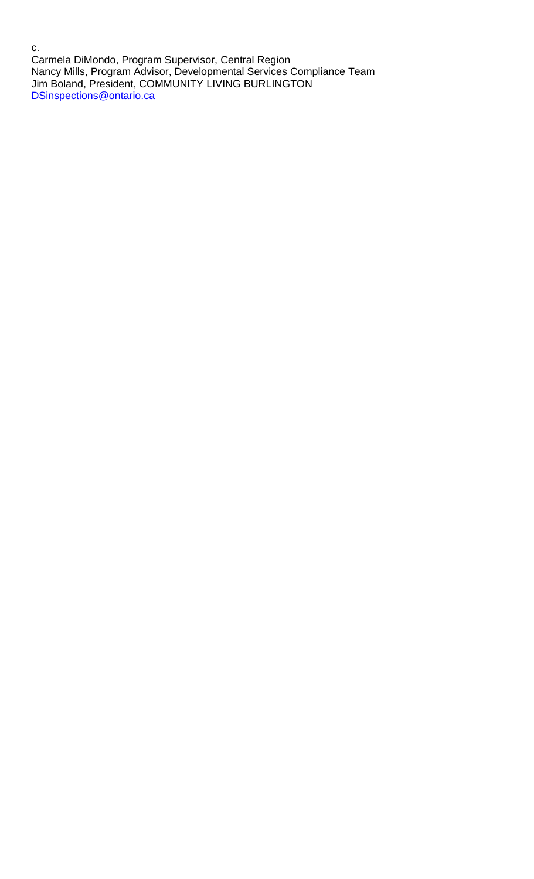c.
Carmela DiMondo, Program Supervisor, Central Region
Nancy Mills, Program Advisor, Developmental Services Compliance Team
Jim Boland, President, COMMUNITY LIVING BURLINGTON
DSinspections@ontario.ca